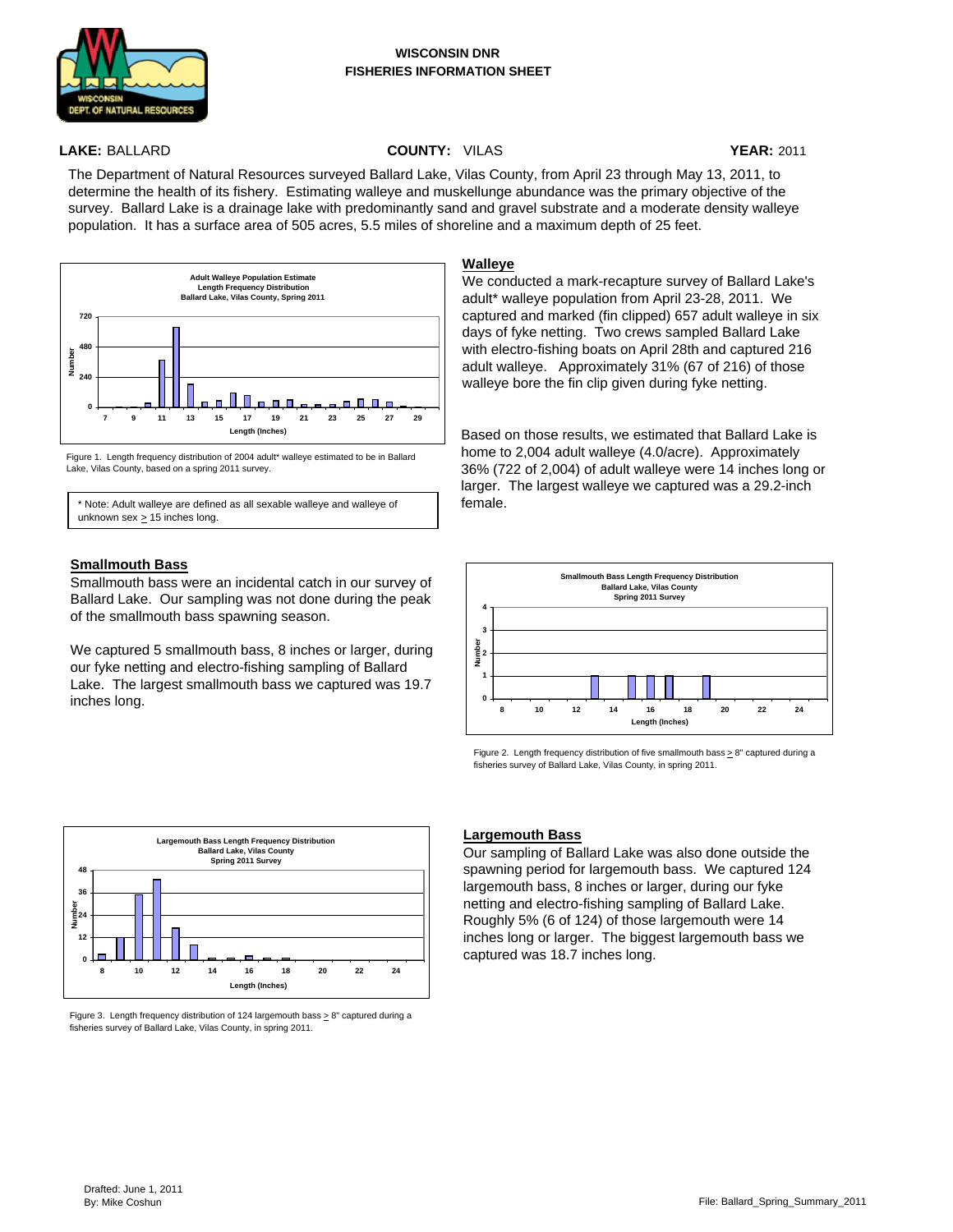**WISCONSIN DNR**
**FISHERIES INFORMATION SHEET**

**LAKE:** BALLARD **COUNTY:** VILAS **YEAR:** 2011

The Department of Natural Resources surveyed Ballard Lake, Vilas County, from April 23 through May 13, 2011, to determine the health of its fishery. Estimating walleye and muskellunge abundance was the primary objective of the survey. Ballard Lake is a drainage lake with predominantly sand and gravel substrate and a moderate density walleye population. It has a surface area of 505 acres, 5.5 miles of shoreline and a maximum depth of 25 feet.

Figure 1. Length frequency distribution of 2004 adult* walleye estimated to be in Ballard Lake, Vilas County, based on a spring 2011 survey.

\* Note: Adult walleye are defined as all sexable walleye and walleye of unknown sex ≥ 15 inches long.

## Walleye

We conducted a mark-recapture survey of Ballard Lake's adult* walleye population from April 23-28, 2011. We captured and marked (fin clipped) 657 adult walleye in six days of fyke netting. Two crews sampled Ballard Lake with electro-fishing boats on April 28th and captured 216 adult walleye. Approximately 31% (67 of 216) of those walleye bore the fin clip given during fyke netting.

Based on those results, we estimated that Ballard Lake is home to 2,004 adult walleye (4.0/acre). Approximately 36% (722 of 2,004) of adult walleye were 14 inches long or larger. The largest walleye we captured was a 29.2-inch female.

## Smallmouth Bass

Smallmouth bass were an incidental catch in our survey of Ballard Lake. Our sampling was not done during the peak of the smallmouth bass spawning season.

We captured 5 smallmouth bass, 8 inches or larger, during our fyke netting and electro-fishing sampling of Ballard Lake. The largest smallmouth bass we captured was 19.7 inches long.

Figure 2. Length frequency distribution of five smallmouth bass ≥ 8" captured during a fisheries survey of Ballard Lake, Vilas County, in spring 2011.

## Largemouth Bass

Our sampling of Ballard Lake was also done outside the spawning period for largemouth bass. We captured 124 largemouth bass, 8 inches or larger, during our fyke netting and electro-fishing sampling of Ballard Lake. Roughly 5% (6 of 124) of those largemouth were 14 inches long or larger. The biggest largemouth bass we captured was 18.7 inches long.

Figure 3. Length frequency distribution of 124 largemouth bass ≥ 8" captured during a fisheries survey of Ballard Lake, Vilas County, in spring 2011.

Drafted: June 1, 2011
By: Mike Coshun

File: Ballard_Spring_Summary_2011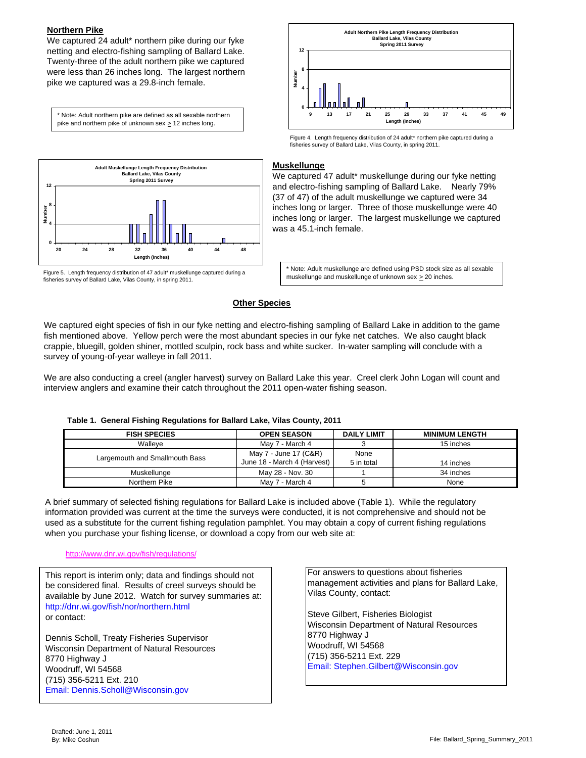## Northern Pike

We captured 24 adult* northern pike during our fyke netting and electro-fishing sampling of Ballard Lake. Twenty-three of the adult northern pike we captured were less than 26 inches long. The largest northern pike we captured was a 29.8-inch female.

* Note: Adult northern pike are defined as all sexable northern pike and northern pike of unknown sex ≥ 12 inches long.

Adult Northern Pike Length Frequency Distribution
Ballard Lake, Vilas County
Spring 2011 Survey

Number
0
4
8
12

Length (Inches)
9 13 17 21 25 29 33 37 41 45 49

Figure 4. Length frequency distribution of 24 adult* northern pike captured during a fisheries survey of Ballard Lake, Vilas County, in spring 2011.

## Muskellunge

We captured 47 adult* muskellunge during our fyke netting and electro-fishing sampling of Ballard Lake. Nearly 79% (37 of 47) of the adult muskellunge we captured were 34 inches long or larger. Three of those muskellunge were 40 inches long or larger. The largest muskellunge we captured was a 45.1-inch female.

* Note: Adult muskellunge are defined using PSD stock size as all sexable muskellunge and muskellunge of unknown sex ≥ 20 inches.

Adult Muskellunge Length Frequency Distribution
Ballard Lake, Vilas County
Spring 2011 Survey

Number
0
4
8
12

Length (Inches)
20 24 28 32 36 40 44 48

Figure 5. Length frequency distribution of 47 adult* muskellunge captured during a fisheries survey of Ballard Lake, Vilas County, in spring 2011.

## Other Species

We captured eight species of fish in our fyke netting and electro-fishing sampling of Ballard Lake in addition to the game fish mentioned above. Yellow perch were the most abundant species in our fyke net catches. We also caught black crappie, bluegill, golden shiner, mottled sculpin, rock bass and white sucker. In-water sampling will conclude with a survey of young-of-year walleye in fall 2011.

We are also conducting a creel (angler harvest) survey on Ballard Lake this year. Creel clerk John Logan will count and interview anglers and examine their catch throughout the 2011 open-water fishing season.

**Table 1. General Fishing Regulations for Ballard Lake, Vilas County, 2011**

| FISH SPECIES | OPEN SEASON | DAILY LIMIT | MINIMUM LENGTH |
|---|---|---|---|
| Walleye | May 7 - March 4 | 3 | 15 inches |
| Largemouth and Smallmouth Bass | May 7 - June 17 (C&R)<br>June 18 - March 4 (Harvest) | None<br>5 in total | 14 inches |
| Muskellunge | May 28 - Nov. 30 | 1 | 34 inches |
| Northern Pike | May 7 - March 4 | 5 | None |

A brief summary of selected fishing regulations for Ballard Lake is included above (Table 1). While the regulatory information provided was current at the time the surveys were conducted, it is not comprehensive and should not be used as a substitute for the current fishing regulation pamphlet. You may obtain a copy of current fishing regulations when you purchase your fishing license, or download a copy from our web site at:

http://www.dnr.wi.gov/fish/regulations/

This report is interim only; data and findings should not be considered final. Results of creel surveys should be available by June 2012. Watch for survey summaries at: http://dnr.wi.gov/fish/nor/northern.html
or contact:

Dennis Scholl, Treaty Fisheries Supervisor
Wisconsin Department of Natural Resources
8770 Highway J
Woodruff, WI 54568
(715) 356-5211 Ext. 210
Email: Dennis.Scholl@Wisconsin.gov

For answers to questions about fisheries management activities and plans for Ballard Lake, Vilas County, contact:

Steve Gilbert, Fisheries Biologist
Wisconsin Department of Natural Resources
8770 Highway J
Woodruff, WI 54568
(715) 356-5211 Ext. 229
Email: Stephen.Gilbert@Wisconsin.gov

Drafted: June 1, 2011
By: Mike Coshun

File: Ballard_Spring_Summary_2011